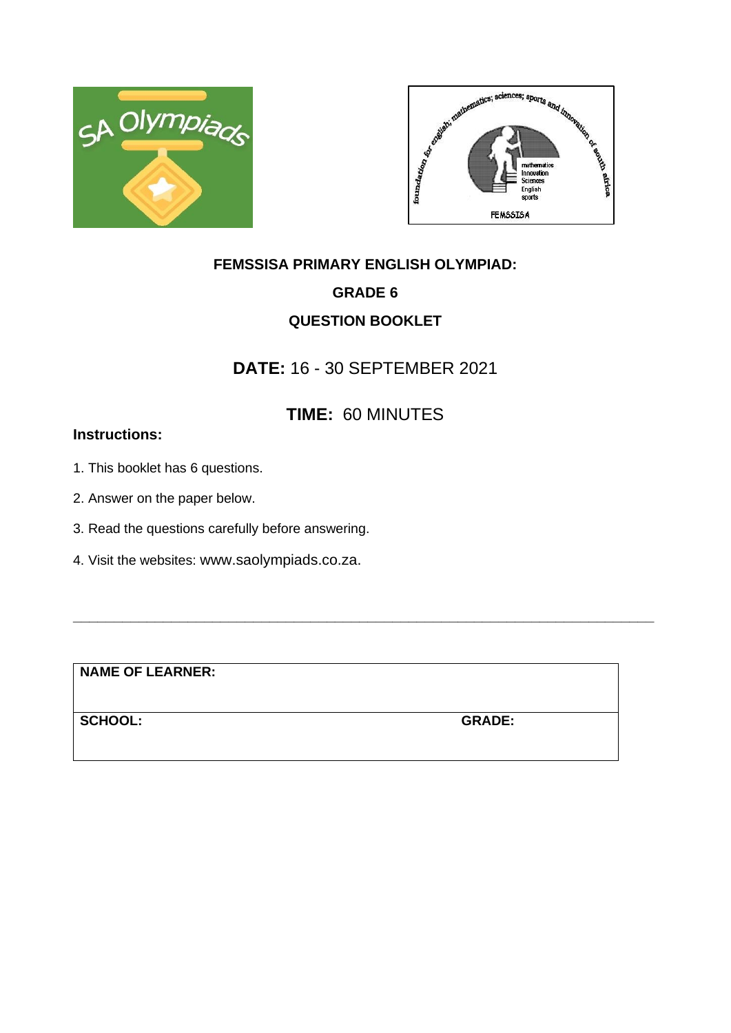# FEMSSISA PRIMARY ENGLISH OLYMPIAD:

## GRADE 6

## QUESTION BOOKLET

**DATE:** 16 - 30 SEPTEMBER 2021

**TIME:** 60 MINUTES

**Instructions:**

1. This booklet has 6 questions.
2. Answer on the paper below.
3. Read the questions carefully before answering.
4. Visit the websites: www.saolympiads.co.za.

---

| **NAME OF LEARNER:** | |
|---|---|
| **SCHOOL:** | **GRADE:** |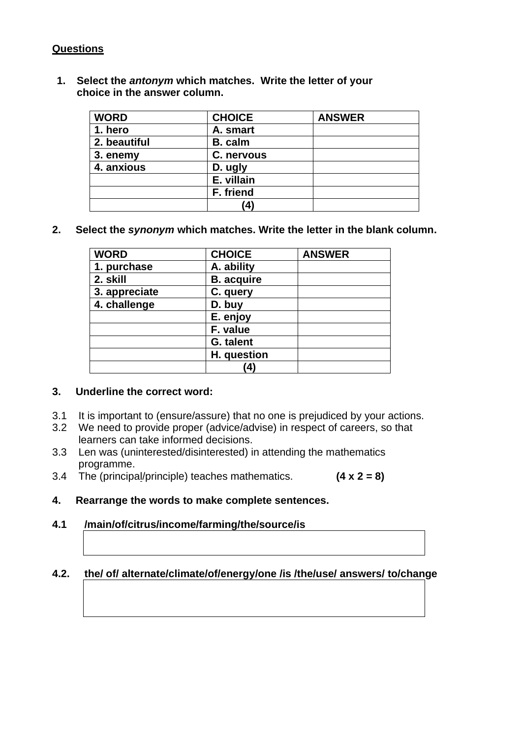**Questions**

1. **Select the *antonym* which matches. Write the letter of your choice in the answer column.**

| WORD | CHOICE | ANSWER |
|---|---|---|
| 1. hero | A. smart | |
| 2. beautiful | B. calm | |
| 3. enemy | C. nervous | |
| 4. anxious | D. ugly | |
| | E. villain | |
| | F. friend | |
| | (4) | |

2. **Select the *synonym* which matches. Write the letter in the blank column.**

| WORD | CHOICE | ANSWER |
|---|---|---|
| 1. purchase | A. ability | |
| 2. skill | B. acquire | |
| 3. appreciate | C. query | |
| 4. challenge | D. buy | |
| | E. enjoy | |
| | F. value | |
| | G. talent | |
| | H. question | |
| | (4) | |

3. **Underline the correct word:**

3.1 It is important to (ensure/assure) that no one is prejudiced by your actions.
3.2 We need to provide proper (advice/advise) in respect of careers, so that learners can take informed decisions.
3.3 Len was (uninterested/disinterested) in attending the mathematics programme.
3.4 The (principal/principle) teaches mathematics. **(4 x 2 = 8)**

4. **Rearrange the words to make complete sentences.**

**4.1 /main/of/citrus/income/farming/the/source/is**

| |
|---|
| |

**4.2. the/ of/ alternate/climate/of/energy/one /is /the/use/ answers/ to/change**

| |
|---|
| |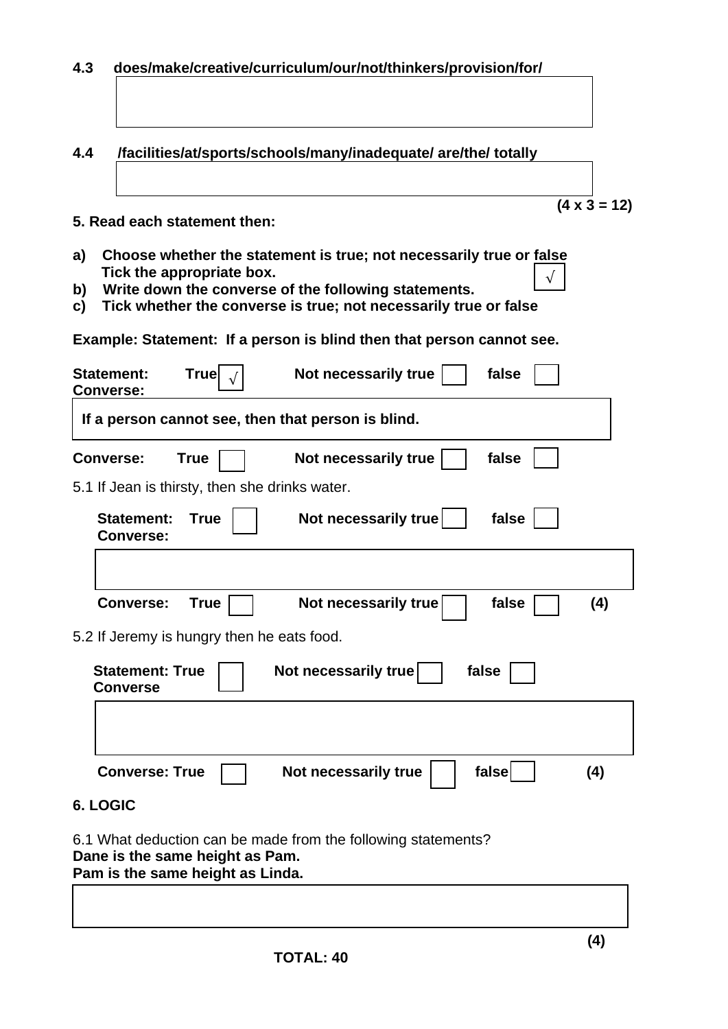**4.3 does/make/creative/curriculum/our/not/thinkers/provision/for/**

| |
|---|
| |

**4.4 /facilities/at/sports/schools/many/inadequate/ are/the/ totally**

| |
|---|
| |

**(4 x 3 = 12)**

**5. Read each statement then:**

**a) Choose whether the statement is true; not necessarily true or false Tick the appropriate box.** √

**b) Write down the converse of the following statements.**

**c) Tick whether the converse is true; not necessarily true or false**

**Example: Statement: If a person is blind then that person cannot see.**

**Statement:** **True** √ **Not necessarily true** ☐ **false** ☐

**Converse:**

| |
|---|
| **If a person cannot see, then that person is blind.** |

**Converse:** **True** ☐ **Not necessarily true** ☐ **false** ☐

5.1 If Jean is thirsty, then she drinks water.

**Statement:** **True** ☐ **Not necessarily true** ☐ **false** ☐

**Converse:**

| |
|---|
| |

**Converse:** **True** ☐ **Not necessarily true** ☐ **false** ☐ **(4)**

5.2 If Jeremy is hungry then he eats food.

**Statement: True** ☐ **Not necessarily true** ☐ **false** ☐

**Converse**

| |
|---|
| |

**Converse: True** ☐ **Not necessarily true** ☐ **false** ☐ **(4)**

**6. LOGIC**

6.1 What deduction can be made from the following statements?

**Dane is the same height as Pam.**

**Pam is the same height as Linda.**

| |
|---|
| |

**(4)**

**TOTAL: 40**